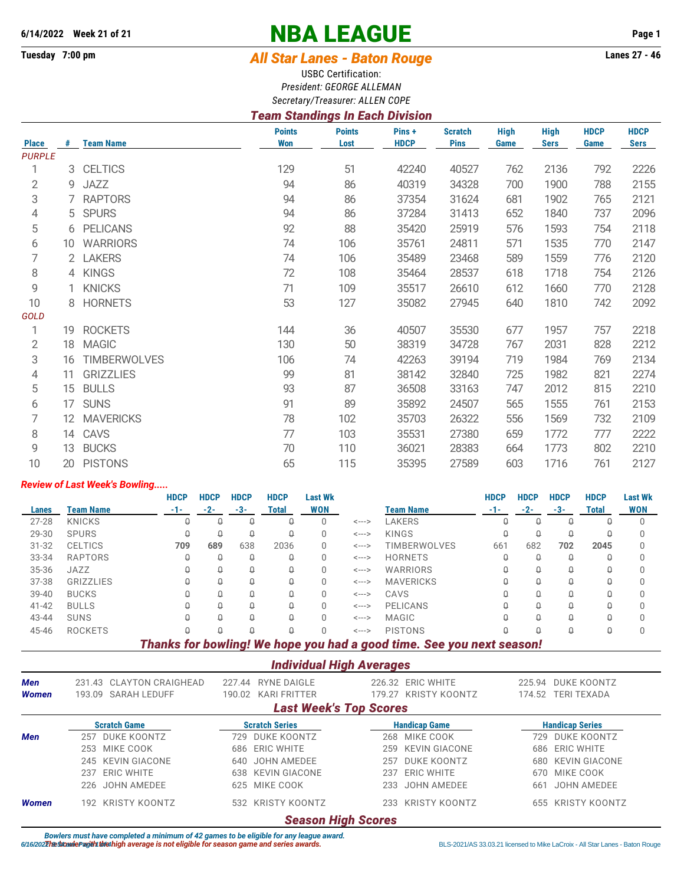6/14/2022 Week 21 of 21

Tuesday 7:00 pm

# NBA LEAGUE

## All Star Lanes - Baton Rouge

Lanes 27 - 46

USBC Certification:

*President: GEORGE ALLEMAN*

*Secretary/Treasurer: ALLEN COPE*

### Team Standings In Each Division

| Place | # | Team Name | Points Won | Points Lost | Pins + HDCP | Scratch Pins | High Game | High Sers | HDCP Game | HDCP Sers |
|---|---|---|---|---|---|---|---|---|---|---|
| *PURPLE* | | | | | | | | | | |
| 1 | 3 | CELTICS | 129 | 51 | 42240 | 40527 | 762 | 2136 | 792 | 2226 |
| 2 | 9 | JAZZ | 94 | 86 | 40319 | 34328 | 700 | 1900 | 788 | 2155 |
| 3 | 7 | RAPTORS | 94 | 86 | 37354 | 31624 | 681 | 1902 | 765 | 2121 |
| 4 | 5 | SPURS | 94 | 86 | 37284 | 31413 | 652 | 1840 | 737 | 2096 |
| 5 | 6 | PELICANS | 92 | 88 | 35420 | 25919 | 576 | 1593 | 754 | 2118 |
| 6 | 10 | WARRIORS | 74 | 106 | 35761 | 24811 | 571 | 1535 | 770 | 2147 |
| 7 | 2 | LAKERS | 74 | 106 | 35489 | 23468 | 589 | 1559 | 776 | 2120 |
| 8 | 4 | KINGS | 72 | 108 | 35464 | 28537 | 618 | 1718 | 754 | 2126 |
| 9 | 1 | KNICKS | 71 | 109 | 35517 | 26610 | 612 | 1660 | 770 | 2128 |
| 10 | 8 | HORNETS | 53 | 127 | 35082 | 27945 | 640 | 1810 | 742 | 2092 |
| *GOLD* | | | | | | | | | | |
| 1 | 19 | ROCKETS | 144 | 36 | 40507 | 35530 | 677 | 1957 | 757 | 2218 |
| 2 | 18 | MAGIC | 130 | 50 | 38319 | 34728 | 767 | 2031 | 828 | 2212 |
| 3 | 16 | TIMBERWOLVES | 106 | 74 | 42263 | 39194 | 719 | 1984 | 769 | 2134 |
| 4 | 11 | GRIZZLIES | 99 | 81 | 38142 | 32840 | 725 | 1982 | 821 | 2274 |
| 5 | 15 | BULLS | 93 | 87 | 36508 | 33163 | 747 | 2012 | 815 | 2210 |
| 6 | 17 | SUNS | 91 | 89 | 35892 | 24507 | 565 | 1555 | 761 | 2153 |
| 7 | 12 | MAVERICKS | 78 | 102 | 35703 | 26322 | 556 | 1569 | 732 | 2109 |
| 8 | 14 | CAVS | 77 | 103 | 35531 | 27380 | 659 | 1772 | 777 | 2222 |
| 9 | 13 | BUCKS | 70 | 110 | 36021 | 28383 | 664 | 1773 | 802 | 2210 |
| 10 | 20 | PISTONS | 65 | 115 | 35395 | 27589 | 603 | 1716 | 761 | 2127 |

### Review of Last Week's Bowling.....

| Lanes | Team Name | HDCP -1- | HDCP -2- | HDCP -3- | HDCP Total | Last Wk WON | | Team Name | HDCP -1- | HDCP -2- | HDCP -3- | HDCP Total | Last Wk WON |
|---|---|---|---|---|---|---|---|---|---|---|---|---|---|
| 27-28 | KNICKS | 0 | 0 | 0 | 0 | 0 | <---> | LAKERS | 0 | 0 | 0 | 0 | 0 |
| 29-30 | SPURS | 0 | 0 | 0 | 0 | 0 | <---> | KINGS | 0 | 0 | 0 | 0 | 0 |
| 31-32 | CELTICS | **709** | **689** | 638 | 2036 | 0 | <---> | TIMBERWOLVES | 661 | 682 | **702** | **2045** | 0 |
| 33-34 | RAPTORS | 0 | 0 | 0 | 0 | 0 | <---> | HORNETS | 0 | 0 | 0 | 0 | 0 |
| 35-36 | JAZZ | 0 | 0 | 0 | 0 | 0 | <---> | WARRIORS | 0 | 0 | 0 | 0 | 0 |
| 37-38 | GRIZZLIES | 0 | 0 | 0 | 0 | 0 | <---> | MAVERICKS | 0 | 0 | 0 | 0 | 0 |
| 39-40 | BUCKS | 0 | 0 | 0 | 0 | 0 | <---> | CAVS | 0 | 0 | 0 | 0 | 0 |
| 41-42 | BULLS | 0 | 0 | 0 | 0 | 0 | <---> | PELICANS | 0 | 0 | 0 | 0 | 0 |
| 43-44 | SUNS | 0 | 0 | 0 | 0 | 0 | <---> | MAGIC | 0 | 0 | 0 | 0 | 0 |
| 45-46 | ROCKETS | 0 | 0 | 0 | 0 | 0 | <---> | PISTONS | 0 | 0 | 0 | 0 | 0 |

**Thanks for bowling! We hope you had a good time. See you next season!**

### Individual High Averages

| | | | | |
|---|---|---|---|---|
| **Men** | 231.43 CLAYTON CRAIGHEAD | 227.44 RYNE DAIGLE | 226.32 ERIC WHITE | 225.94 DUKE KOONTZ |
| **Women** | 193.09 SARAH LEDUFF | 190.02 KARI FRITTER | 179.27 KRISTY KOONTZ | 174.52 TERI TEXADA |

### Last Week's Top Scores

| | Scratch Game | Scratch Series | Handicap Game | Handicap Series |
|---|---|---|---|---|
| **Men** | 257 DUKE KOONTZ | 729 DUKE KOONTZ | 268 MIKE COOK | 729 DUKE KOONTZ |
| | 253 MIKE COOK | 686 ERIC WHITE | 259 KEVIN GIACONE | 686 ERIC WHITE |
| | 245 KEVIN GIACONE | 640 JOHN AMEDEE | 257 DUKE KOONTZ | 680 KEVIN GIACONE |
| | 237 ERIC WHITE | 638 KEVIN GIACONE | 237 ERIC WHITE | 670 MIKE COOK |
| | 226 JOHN AMEDEE | 625 MIKE COOK | 233 JOHN AMEDEE | 661 JOHN AMEDEE |
| **Women** | 192 KRISTY KOONTZ | 532 KRISTY KOONTZ | 233 KRISTY KOONTZ | 655 KRISTY KOONTZ |

### Season High Scores

*Bowlers must have completed a minimum of 42 games to be eligible for any league award.*

*The bowler with the high average is not eligible for season game and series awards.*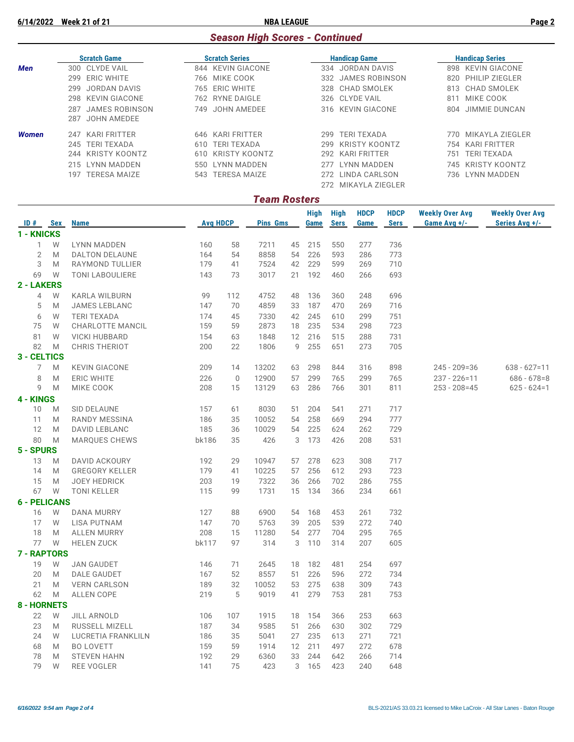## Season High Scores - Continued

| | Scratch Game | Scratch Series | Handicap Game | Handicap Series |
|---|---|---|---|---|
| **Men** | 300 CLYDE VAIL | 844 KEVIN GIACONE | 334 JORDAN DAVIS | 898 KEVIN GIACONE |
| | 299 ERIC WHITE | 766 MIKE COOK | 332 JAMES ROBINSON | 820 PHILIP ZIEGLER |
| | 299 JORDAN DAVIS | 765 ERIC WHITE | 328 CHAD SMOLEK | 813 CHAD SMOLEK |
| | 298 KEVIN GIACONE | 762 RYNE DAIGLE | 326 CLYDE VAIL | 811 MIKE COOK |
| | 287 JAMES ROBINSON | 749 JOHN AMEDEE | 316 KEVIN GIACONE | 804 JIMMIE DUNCAN |
| | 287 JOHN AMEDEE | | | |
| **Women** | 247 KARI FRITTER | 646 KARI FRITTER | 299 TERI TEXADA | 770 MIKAYLA ZIEGLER |
| | 245 TERI TEXADA | 610 TERI TEXADA | 299 KRISTY KOONTZ | 754 KARI FRITTER |
| | 244 KRISTY KOONTZ | 610 KRISTY KOONTZ | 292 KARI FRITTER | 751 TERI TEXADA |
| | 215 LYNN MADDEN | 550 LYNN MADDEN | 277 LYNN MADDEN | 745 KRISTY KOONTZ |
| | 197 TERESA MAIZE | 543 TERESA MAIZE | 272 LINDA CARLSON | 736 LYNN MADDEN |
| | | | 272 MIKAYLA ZIEGLER | |

## Team Rosters

| ID # | Sex | Name | Avg | HDCP | Pins | Gms | High Game | High Sers | HDCP Game | HDCP Sers | Weekly Over Avg Game Avg +/- | Weekly Over Avg Series Avg +/- |
|---|---|---|---|---|---|---|---|---|---|---|---|---|
| **1 - KNICKS** | | | | | | | | | | | | |
| 1 | W | LYNN MADDEN | 160 | 58 | 7211 | 45 | 215 | 550 | 277 | 736 | | |
| 2 | M | DALTON DELAUNE | 164 | 54 | 8858 | 54 | 226 | 593 | 286 | 773 | | |
| 3 | M | RAYMOND TULLIER | 179 | 41 | 7524 | 42 | 229 | 599 | 269 | 710 | | |
| 69 | W | TONI LABOULIERE | 143 | 73 | 3017 | 21 | 192 | 460 | 266 | 693 | | |
| **2 - LAKERS** | | | | | | | | | | | | |
| 4 | W | KARLA WILBURN | 99 | 112 | 4752 | 48 | 136 | 360 | 248 | 696 | | |
| 5 | M | JAMES LEBLANC | 147 | 70 | 4859 | 33 | 187 | 470 | 269 | 716 | | |
| 6 | W | TERI TEXADA | 174 | 45 | 7330 | 42 | 245 | 610 | 299 | 751 | | |
| 75 | W | CHARLOTTE MANCIL | 159 | 59 | 2873 | 18 | 235 | 534 | 298 | 723 | | |
| 81 | W | VICKI HUBBARD | 154 | 63 | 1848 | 12 | 216 | 515 | 288 | 731 | | |
| 82 | M | CHRIS THERIOT | 200 | 22 | 1806 | 9 | 255 | 651 | 273 | 705 | | |
| **3 - CELTICS** | | | | | | | | | | | | |
| 7 | M | KEVIN GIACONE | 209 | 14 | 13202 | 63 | 298 | 844 | 316 | 898 | 245 - 209=36 | 638 - 627=11 |
| 8 | M | ERIC WHITE | 226 | 0 | 12900 | 57 | 299 | 765 | 299 | 765 | 237 - 226=11 | 686 - 678=8 |
| 9 | M | MIKE COOK | 208 | 15 | 13129 | 63 | 286 | 766 | 301 | 811 | 253 - 208=45 | 625 - 624=1 |
| **4 - KINGS** | | | | | | | | | | | | |
| 10 | M | SID DELAUNE | 157 | 61 | 8030 | 51 | 204 | 541 | 271 | 717 | | |
| 11 | M | RANDY MESSINA | 186 | 35 | 10052 | 54 | 258 | 669 | 294 | 777 | | |
| 12 | M | DAVID LEBLANC | 185 | 36 | 10029 | 54 | 225 | 624 | 262 | 729 | | |
| 80 | M | MARQUES CHEWS | bk186 | 35 | 426 | 3 | 173 | 426 | 208 | 531 | | |
| **5 - SPURS** | | | | | | | | | | | | |
| 13 | M | DAVID ACKOURY | 192 | 29 | 10947 | 57 | 278 | 623 | 308 | 717 | | |
| 14 | M | GREGORY KELLER | 179 | 41 | 10225 | 57 | 256 | 612 | 293 | 723 | | |
| 15 | M | JOEY HEDRICK | 203 | 19 | 7322 | 36 | 266 | 702 | 286 | 755 | | |
| 67 | W | TONI KELLER | 115 | 99 | 1731 | 15 | 134 | 366 | 234 | 661 | | |
| **6 - PELICANS** | | | | | | | | | | | | |
| 16 | W | DANA MURRY | 127 | 88 | 6900 | 54 | 168 | 453 | 261 | 732 | | |
| 17 | W | LISA PUTNAM | 147 | 70 | 5763 | 39 | 205 | 539 | 272 | 740 | | |
| 18 | M | ALLEN MURRY | 208 | 15 | 11280 | 54 | 277 | 704 | 295 | 765 | | |
| 77 | W | HELEN ZUCK | bk117 | 97 | 314 | 3 | 110 | 314 | 207 | 605 | | |
| **7 - RAPTORS** | | | | | | | | | | | | |
| 19 | W | JAN GAUDET | 146 | 71 | 2645 | 18 | 182 | 481 | 254 | 697 | | |
| 20 | M | DALE GAUDET | 167 | 52 | 8557 | 51 | 226 | 596 | 272 | 734 | | |
| 21 | M | VERN CARLSON | 189 | 32 | 10052 | 53 | 275 | 638 | 309 | 743 | | |
| 62 | M | ALLEN COPE | 219 | 5 | 9019 | 41 | 279 | 753 | 281 | 753 | | |
| **8 - HORNETS** | | | | | | | | | | | | |
| 22 | W | JILL ARNOLD | 106 | 107 | 1915 | 18 | 154 | 366 | 253 | 663 | | |
| 23 | M | RUSSELL MIZELL | 187 | 34 | 9585 | 51 | 266 | 630 | 302 | 729 | | |
| 24 | W | LUCRETIA FRANKLILN | 186 | 35 | 5041 | 27 | 235 | 613 | 271 | 721 | | |
| 68 | M | BO LOVETT | 159 | 59 | 1914 | 12 | 211 | 497 | 272 | 678 | | |
| 78 | M | STEVEN HAHN | 192 | 29 | 6360 | 33 | 244 | 642 | 266 | 714 | | |
| 79 | W | REE VOGLER | 141 | 75 | 423 | 3 | 165 | 423 | 240 | 648 | | |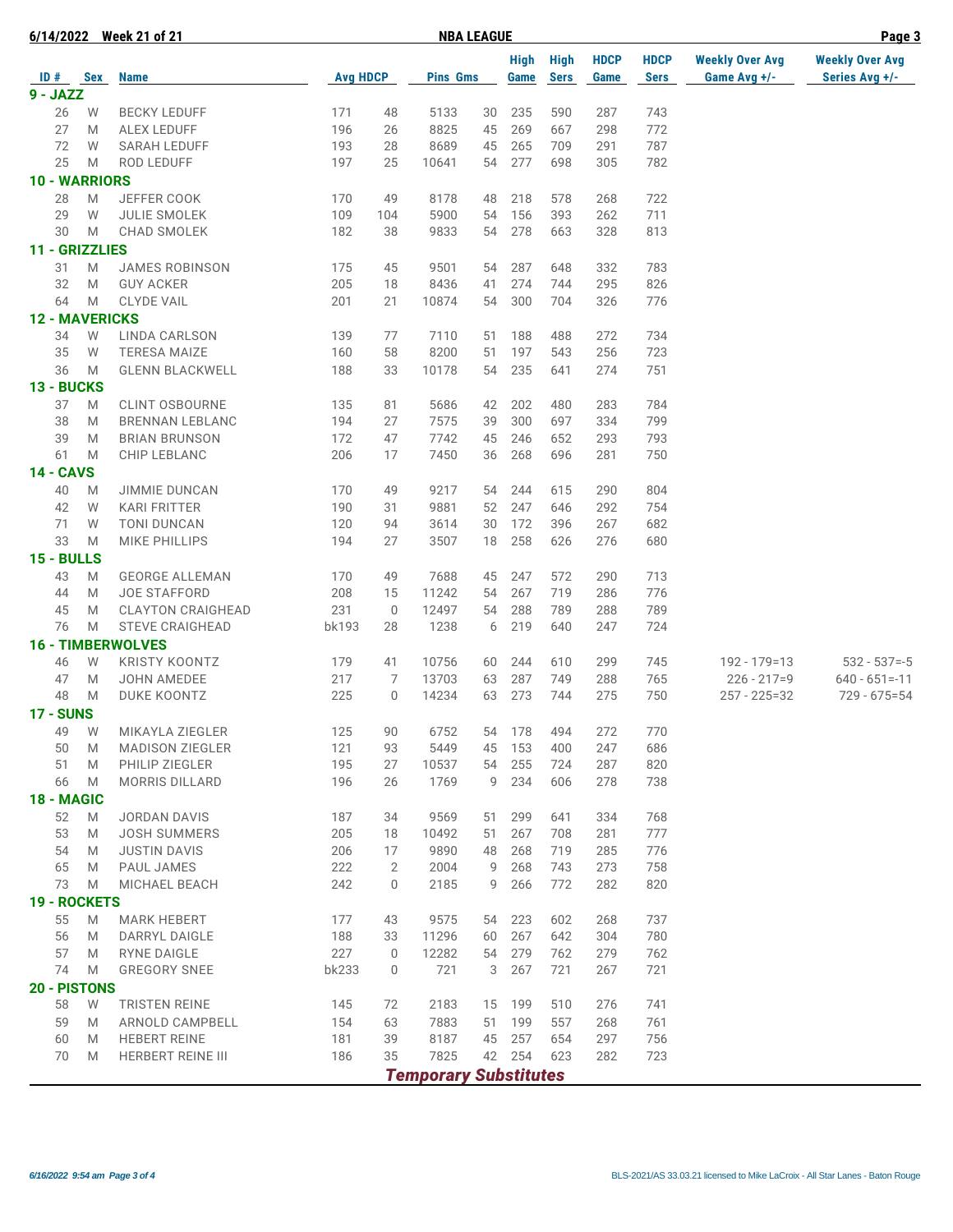6/14/2022 Week 21 of 21 — NBA LEAGUE

| ID # | Sex | Name | Avg | HDCP | Pins | Gms | High Game | High Sers | HDCP Game | HDCP Sers | Weekly Over Avg Game Avg +/- | Weekly Over Avg Series Avg +/- |
|---|---|---|---|---|---|---|---|---|---|---|---|---|
| **9 - JAZZ** | | | | | | | | | | | | |
| 26 | W | BECKY LEDUFF | 171 | 48 | 5133 | 30 | 235 | 590 | 287 | 743 | | |
| 27 | M | ALEX LEDUFF | 196 | 26 | 8825 | 45 | 269 | 667 | 298 | 772 | | |
| 72 | W | SARAH LEDUFF | 193 | 28 | 8689 | 45 | 265 | 709 | 291 | 787 | | |
| 25 | M | ROD LEDUFF | 197 | 25 | 10641 | 54 | 277 | 698 | 305 | 782 | | |
| **10 - WARRIORS** | | | | | | | | | | | | |
| 28 | M | JEFFER COOK | 170 | 49 | 8178 | 48 | 218 | 578 | 268 | 722 | | |
| 29 | W | JULIE SMOLEK | 109 | 104 | 5900 | 54 | 156 | 393 | 262 | 711 | | |
| 30 | M | CHAD SMOLEK | 182 | 38 | 9833 | 54 | 278 | 663 | 328 | 813 | | |
| **11 - GRIZZLIES** | | | | | | | | | | | | |
| 31 | M | JAMES ROBINSON | 175 | 45 | 9501 | 54 | 287 | 648 | 332 | 783 | | |
| 32 | M | GUY ACKER | 205 | 18 | 8436 | 41 | 274 | 744 | 295 | 826 | | |
| 64 | M | CLYDE VAIL | 201 | 21 | 10874 | 54 | 300 | 704 | 326 | 776 | | |
| **12 - MAVERICKS** | | | | | | | | | | | | |
| 34 | W | LINDA CARLSON | 139 | 77 | 7110 | 51 | 188 | 488 | 272 | 734 | | |
| 35 | W | TERESA MAIZE | 160 | 58 | 8200 | 51 | 197 | 543 | 256 | 723 | | |
| 36 | M | GLENN BLACKWELL | 188 | 33 | 10178 | 54 | 235 | 641 | 274 | 751 | | |
| **13 - BUCKS** | | | | | | | | | | | | |
| 37 | M | CLINT OSBOURNE | 135 | 81 | 5686 | 42 | 202 | 480 | 283 | 784 | | |
| 38 | M | BRENNAN LEBLANC | 194 | 27 | 7575 | 39 | 300 | 697 | 334 | 799 | | |
| 39 | M | BRIAN BRUNSON | 172 | 47 | 7742 | 45 | 246 | 652 | 293 | 793 | | |
| 61 | M | CHIP LEBLANC | 206 | 17 | 7450 | 36 | 268 | 696 | 281 | 750 | | |
| **14 - CAVS** | | | | | | | | | | | | |
| 40 | M | JIMMIE DUNCAN | 170 | 49 | 9217 | 54 | 244 | 615 | 290 | 804 | | |
| 42 | W | KARI FRITTER | 190 | 31 | 9881 | 52 | 247 | 646 | 292 | 754 | | |
| 71 | W | TONI DUNCAN | 120 | 94 | 3614 | 30 | 172 | 396 | 267 | 682 | | |
| 33 | M | MIKE PHILLIPS | 194 | 27 | 3507 | 18 | 258 | 626 | 276 | 680 | | |
| **15 - BULLS** | | | | | | | | | | | | |
| 43 | M | GEORGE ALLEMAN | 170 | 49 | 7688 | 45 | 247 | 572 | 290 | 713 | | |
| 44 | M | JOE STAFFORD | 208 | 15 | 11242 | 54 | 267 | 719 | 286 | 776 | | |
| 45 | M | CLAYTON CRAIGHEAD | 231 | 0 | 12497 | 54 | 288 | 789 | 288 | 789 | | |
| 76 | M | STEVE CRAIGHEAD | bk193 | 28 | 1238 | 6 | 219 | 640 | 247 | 724 | | |
| **16 - TIMBERWOLVES** | | | | | | | | | | | | |
| 46 | W | KRISTY KOONTZ | 179 | 41 | 10756 | 60 | 244 | 610 | 299 | 745 | 192 - 179=13 | 532 - 537=-5 |
| 47 | M | JOHN AMEDEE | 217 | 7 | 13703 | 63 | 287 | 749 | 288 | 765 | 226 - 217=9 | 640 - 651=-11 |
| 48 | M | DUKE KOONTZ | 225 | 0 | 14234 | 63 | 273 | 744 | 275 | 750 | 257 - 225=32 | 729 - 675=54 |
| **17 - SUNS** | | | | | | | | | | | | |
| 49 | W | MIKAYLA ZIEGLER | 125 | 90 | 6752 | 54 | 178 | 494 | 272 | 770 | | |
| 50 | M | MADISON ZIEGLER | 121 | 93 | 5449 | 45 | 153 | 400 | 247 | 686 | | |
| 51 | M | PHILIP ZIEGLER | 195 | 27 | 10537 | 54 | 255 | 724 | 287 | 820 | | |
| 66 | M | MORRIS DILLARD | 196 | 26 | 1769 | 9 | 234 | 606 | 278 | 738 | | |
| **18 - MAGIC** | | | | | | | | | | | | |
| 52 | M | JORDAN DAVIS | 187 | 34 | 9569 | 51 | 299 | 641 | 334 | 768 | | |
| 53 | M | JOSH SUMMERS | 205 | 18 | 10492 | 51 | 267 | 708 | 281 | 777 | | |
| 54 | M | JUSTIN DAVIS | 206 | 17 | 9890 | 48 | 268 | 719 | 285 | 776 | | |
| 65 | M | PAUL JAMES | 222 | 2 | 2004 | 9 | 268 | 743 | 273 | 758 | | |
| 73 | M | MICHAEL BEACH | 242 | 0 | 2185 | 9 | 266 | 772 | 282 | 820 | | |
| **19 - ROCKETS** | | | | | | | | | | | | |
| 55 | M | MARK HEBERT | 177 | 43 | 9575 | 54 | 223 | 602 | 268 | 737 | | |
| 56 | M | DARRYL DAIGLE | 188 | 33 | 11296 | 60 | 267 | 642 | 304 | 780 | | |
| 57 | M | RYNE DAIGLE | 227 | 0 | 12282 | 54 | 279 | 762 | 279 | 762 | | |
| 74 | M | GREGORY SNEE | bk233 | 0 | 721 | 3 | 267 | 721 | 267 | 721 | | |
| **20 - PISTONS** | | | | | | | | | | | | |
| 58 | W | TRISTEN REINE | 145 | 72 | 2183 | 15 | 199 | 510 | 276 | 741 | | |
| 59 | M | ARNOLD CAMPBELL | 154 | 63 | 7883 | 51 | 199 | 557 | 268 | 761 | | |
| 60 | M | HEBERT REINE | 181 | 39 | 8187 | 45 | 257 | 654 | 297 | 756 | | |
| 70 | M | HERBERT REINE III | 186 | 35 | 7825 | 42 | 254 | 623 | 282 | 723 | | |

***Temporary Substitutes***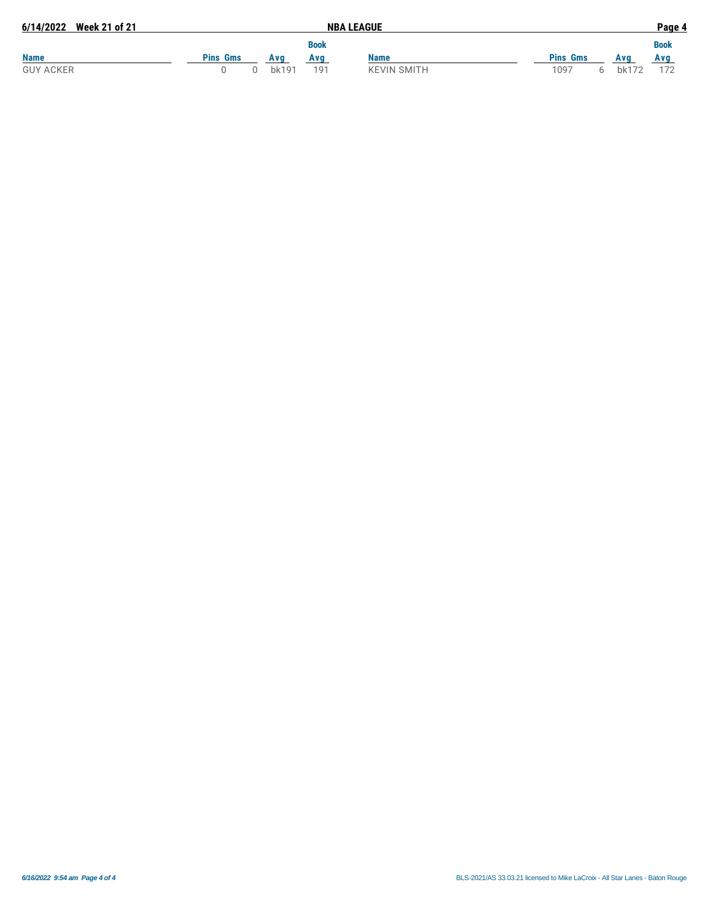| Name | Pins | Gms | Avg | Book Avg | Name | Pins | Gms | Avg | Book Avg |
|---|---|---|---|---|---|---|---|---|---|
| GUY ACKER | 0 | 0 | bk191 | 191 | KEVIN SMITH | 1097 | 6 | bk172 | 172 |